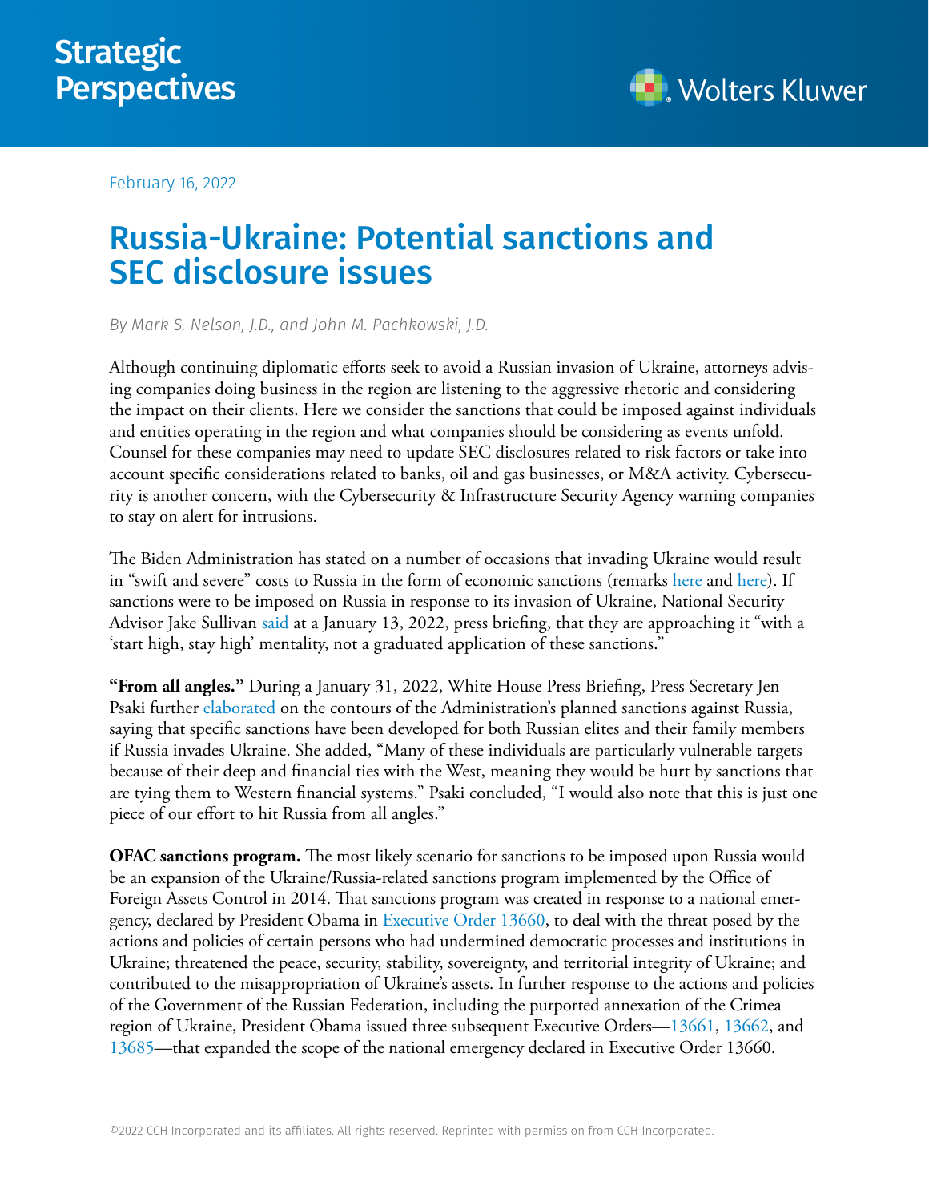Strategic Perspectives

February 16, 2022

# Russia-Ukraine: Potential sanctions and SEC disclosure issues

*By Mark S. Nelson, J.D., and John M. Pachkowski, J.D.*

Although continuing diplomatic efforts seek to avoid a Russian invasion of Ukraine, attorneys advising companies doing business in the region are listening to the aggressive rhetoric and considering the impact on their clients. Here we consider the sanctions that could be imposed against individuals and entities operating in the region and what companies should be considering as events unfold. Counsel for these companies may need to update SEC disclosures related to risk factors or take into account specific considerations related to banks, oil and gas businesses, or M&A activity. Cybersecurity is another concern, with the Cybersecurity & Infrastructure Security Agency warning companies to stay on alert for intrusions.

The Biden Administration has stated on a number of occasions that invading Ukraine would result in "swift and severe" costs to Russia in the form of economic sanctions (remarks here and here). If sanctions were to be imposed on Russia in response to its invasion of Ukraine, National Security Advisor Jake Sullivan said at a January 13, 2022, press briefing, that they are approaching it "with a 'start high, stay high' mentality, not a graduated application of these sanctions."

**"From all angles."** During a January 31, 2022, White House Press Briefing, Press Secretary Jen Psaki further elaborated on the contours of the Administration's planned sanctions against Russia, saying that specific sanctions have been developed for both Russian elites and their family members if Russia invades Ukraine. She added, "Many of these individuals are particularly vulnerable targets because of their deep and financial ties with the West, meaning they would be hurt by sanctions that are tying them to Western financial systems." Psaki concluded, "I would also note that this is just one piece of our effort to hit Russia from all angles."

**OFAC sanctions program.** The most likely scenario for sanctions to be imposed upon Russia would be an expansion of the Ukraine/Russia-related sanctions program implemented by the Office of Foreign Assets Control in 2014. That sanctions program was created in response to a national emergency, declared by President Obama in Executive Order 13660, to deal with the threat posed by the actions and policies of certain persons who had undermined democratic processes and institutions in Ukraine; threatened the peace, security, stability, sovereignty, and territorial integrity of Ukraine; and contributed to the misappropriation of Ukraine's assets. In further response to the actions and policies of the Government of the Russian Federation, including the purported annexation of the Crimea region of Ukraine, President Obama issued three subsequent Executive Orders—13661, 13662, and 13685—that expanded the scope of the national emergency declared in Executive Order 13660.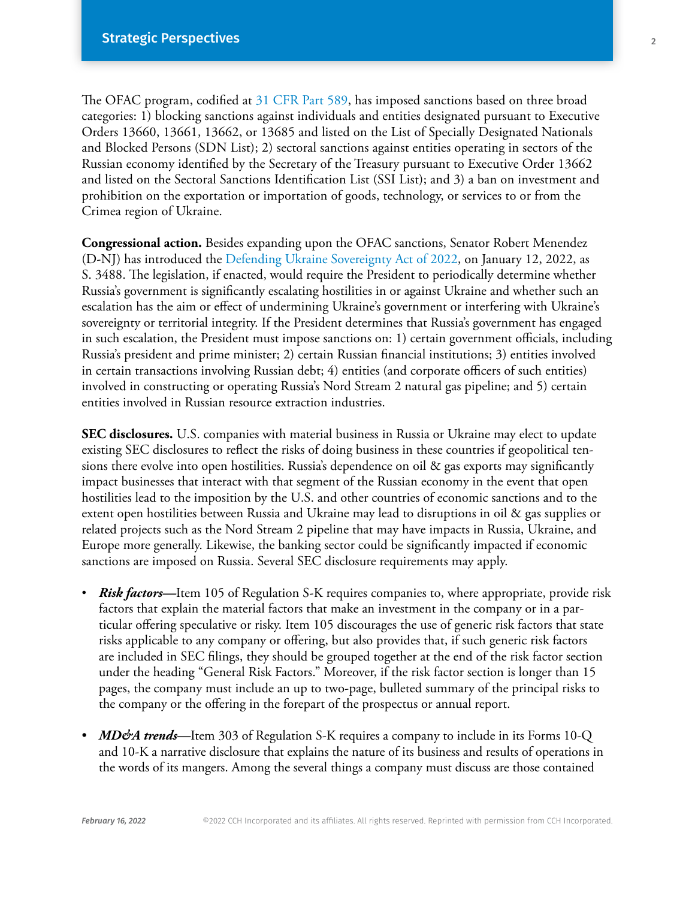The OFAC program, codified at 31 CFR Part 589, has imposed sanctions based on three broad categories: 1) blocking sanctions against individuals and entities designated pursuant to Executive Orders 13660, 13661, 13662, or 13685 and listed on the List of Specially Designated Nationals and Blocked Persons (SDN List); 2) sectoral sanctions against entities operating in sectors of the Russian economy identified by the Secretary of the Treasury pursuant to Executive Order 13662 and listed on the Sectoral Sanctions Identification List (SSI List); and 3) a ban on investment and prohibition on the exportation or importation of goods, technology, or services to or from the Crimea region of Ukraine.

**Congressional action.** Besides expanding upon the OFAC sanctions, Senator Robert Menendez (D-NJ) has introduced the Defending Ukraine Sovereignty Act of 2022, on January 12, 2022, as S. 3488. The legislation, if enacted, would require the President to periodically determine whether Russia's government is significantly escalating hostilities in or against Ukraine and whether such an escalation has the aim or effect of undermining Ukraine's government or interfering with Ukraine's sovereignty or territorial integrity. If the President determines that Russia's government has engaged in such escalation, the President must impose sanctions on: 1) certain government officials, including Russia's president and prime minister; 2) certain Russian financial institutions; 3) entities involved in certain transactions involving Russian debt; 4) entities (and corporate officers of such entities) involved in constructing or operating Russia's Nord Stream 2 natural gas pipeline; and 5) certain entities involved in Russian resource extraction industries.

**SEC disclosures.** U.S. companies with material business in Russia or Ukraine may elect to update existing SEC disclosures to reflect the risks of doing business in these countries if geopolitical tensions there evolve into open hostilities. Russia's dependence on oil & gas exports may significantly impact businesses that interact with that segment of the Russian economy in the event that open hostilities lead to the imposition by the U.S. and other countries of economic sanctions and to the extent open hostilities between Russia and Ukraine may lead to disruptions in oil & gas supplies or related projects such as the Nord Stream 2 pipeline that may have impacts in Russia, Ukraine, and Europe more generally. Likewise, the banking sector could be significantly impacted if economic sanctions are imposed on Russia. Several SEC disclosure requirements may apply.

- ***Risk factors***—Item 105 of Regulation S-K requires companies to, where appropriate, provide risk factors that explain the material factors that make an investment in the company or in a particular offering speculative or risky. Item 105 discourages the use of generic risk factors that state risks applicable to any company or offering, but also provides that, if such generic risk factors are included in SEC filings, they should be grouped together at the end of the risk factor section under the heading "General Risk Factors." Moreover, if the risk factor section is longer than 15 pages, the company must include an up to two-page, bulleted summary of the principal risks to the company or the offering in the forepart of the prospectus or annual report.

- ***MD&A trends***—Item 303 of Regulation S-K requires a company to include in its Forms 10-Q and 10-K a narrative disclosure that explains the nature of its business and results of operations in the words of its mangers. Among the several things a company must discuss are those contained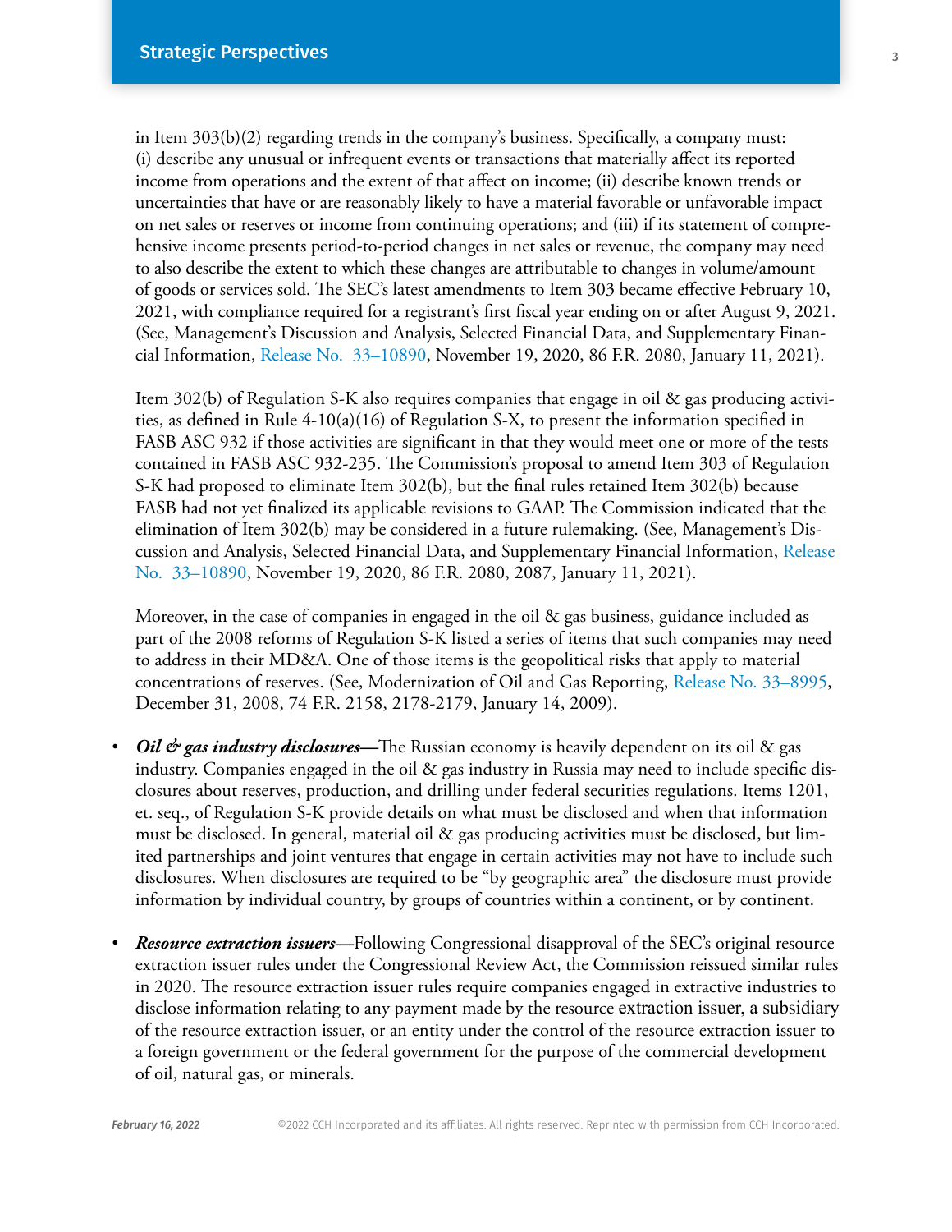in Item 303(b)(2) regarding trends in the company's business. Specifically, a company must: (i) describe any unusual or infrequent events or transactions that materially affect its reported income from operations and the extent of that affect on income; (ii) describe known trends or uncertainties that have or are reasonably likely to have a material favorable or unfavorable impact on net sales or reserves or income from continuing operations; and (iii) if its statement of comprehensive income presents period-to-period changes in net sales or revenue, the company may need to also describe the extent to which these changes are attributable to changes in volume/amount of goods or services sold. The SEC's latest amendments to Item 303 became effective February 10, 2021, with compliance required for a registrant's first fiscal year ending on or after August 9, 2021. (See, Management's Discussion and Analysis, Selected Financial Data, and Supplementary Financial Information, Release No. 33–10890, November 19, 2020, 86 F.R. 2080, January 11, 2021).

Item 302(b) of Regulation S-K also requires companies that engage in oil & gas producing activities, as defined in Rule 4-10(a)(16) of Regulation S-X, to present the information specified in FASB ASC 932 if those activities are significant in that they would meet one or more of the tests contained in FASB ASC 932-235. The Commission's proposal to amend Item 303 of Regulation S-K had proposed to eliminate Item 302(b), but the final rules retained Item 302(b) because FASB had not yet finalized its applicable revisions to GAAP. The Commission indicated that the elimination of Item 302(b) may be considered in a future rulemaking. (See, Management's Discussion and Analysis, Selected Financial Data, and Supplementary Financial Information, Release No. 33–10890, November 19, 2020, 86 F.R. 2080, 2087, January 11, 2021).

Moreover, in the case of companies in engaged in the oil & gas business, guidance included as part of the 2008 reforms of Regulation S-K listed a series of items that such companies may need to address in their MD&A. One of those items is the geopolitical risks that apply to material concentrations of reserves. (See, Modernization of Oil and Gas Reporting, Release No. 33–8995, December 31, 2008, 74 F.R. 2158, 2178-2179, January 14, 2009).

- ***Oil & gas industry disclosures***—The Russian economy is heavily dependent on its oil & gas industry. Companies engaged in the oil & gas industry in Russia may need to include specific disclosures about reserves, production, and drilling under federal securities regulations. Items 1201, et. seq., of Regulation S-K provide details on what must be disclosed and when that information must be disclosed. In general, material oil & gas producing activities must be disclosed, but limited partnerships and joint ventures that engage in certain activities may not have to include such disclosures. When disclosures are required to be "by geographic area" the disclosure must provide information by individual country, by groups of countries within a continent, or by continent.

- ***Resource extraction issuers***—Following Congressional disapproval of the SEC's original resource extraction issuer rules under the Congressional Review Act, the Commission reissued similar rules in 2020. The resource extraction issuer rules require companies engaged in extractive industries to disclose information relating to any payment made by the resource extraction issuer, a subsidiary of the resource extraction issuer, or an entity under the control of the resource extraction issuer to a foreign government or the federal government for the purpose of the commercial development of oil, natural gas, or minerals.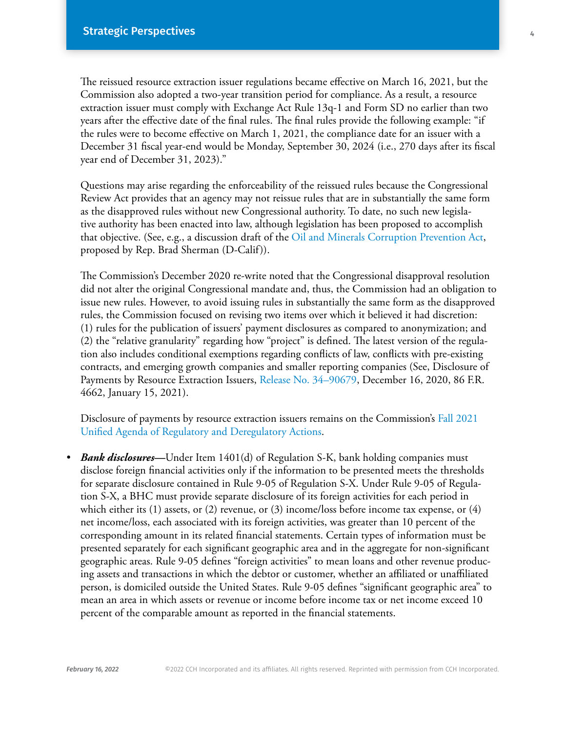The reissued resource extraction issuer regulations became effective on March 16, 2021, but the Commission also adopted a two-year transition period for compliance. As a result, a resource extraction issuer must comply with Exchange Act Rule 13q-1 and Form SD no earlier than two years after the effective date of the final rules. The final rules provide the following example: "if the rules were to become effective on March 1, 2021, the compliance date for an issuer with a December 31 fiscal year-end would be Monday, September 30, 2024 (i.e., 270 days after its fiscal year end of December 31, 2023)."

Questions may arise regarding the enforceability of the reissued rules because the Congressional Review Act provides that an agency may not reissue rules that are in substantially the same form as the disapproved rules without new Congressional authority. To date, no such new legislative authority has been enacted into law, although legislation has been proposed to accomplish that objective. (See, e.g., a discussion draft of the Oil and Minerals Corruption Prevention Act, proposed by Rep. Brad Sherman (D-Calif)).

The Commission's December 2020 re-write noted that the Congressional disapproval resolution did not alter the original Congressional mandate and, thus, the Commission had an obligation to issue new rules. However, to avoid issuing rules in substantially the same form as the disapproved rules, the Commission focused on revising two items over which it believed it had discretion: (1) rules for the publication of issuers' payment disclosures as compared to anonymization; and (2) the "relative granularity" regarding how "project" is defined. The latest version of the regulation also includes conditional exemptions regarding conflicts of law, conflicts with pre-existing contracts, and emerging growth companies and smaller reporting companies (See, Disclosure of Payments by Resource Extraction Issuers, Release No. 34–90679, December 16, 2020, 86 F.R. 4662, January 15, 2021).

Disclosure of payments by resource extraction issuers remains on the Commission's Fall 2021 Unified Agenda of Regulatory and Deregulatory Actions.

- ***Bank disclosures***—Under Item 1401(d) of Regulation S-K, bank holding companies must disclose foreign financial activities only if the information to be presented meets the thresholds for separate disclosure contained in Rule 9-05 of Regulation S-X. Under Rule 9-05 of Regulation S-X, a BHC must provide separate disclosure of its foreign activities for each period in which either its (1) assets, or (2) revenue, or (3) income/loss before income tax expense, or (4) net income/loss, each associated with its foreign activities, was greater than 10 percent of the corresponding amount in its related financial statements. Certain types of information must be presented separately for each significant geographic area and in the aggregate for non-significant geographic areas. Rule 9-05 defines "foreign activities" to mean loans and other revenue producing assets and transactions in which the debtor or customer, whether an affiliated or unaffiliated person, is domiciled outside the United States. Rule 9-05 defines "significant geographic area" to mean an area in which assets or revenue or income before income tax or net income exceed 10 percent of the comparable amount as reported in the financial statements.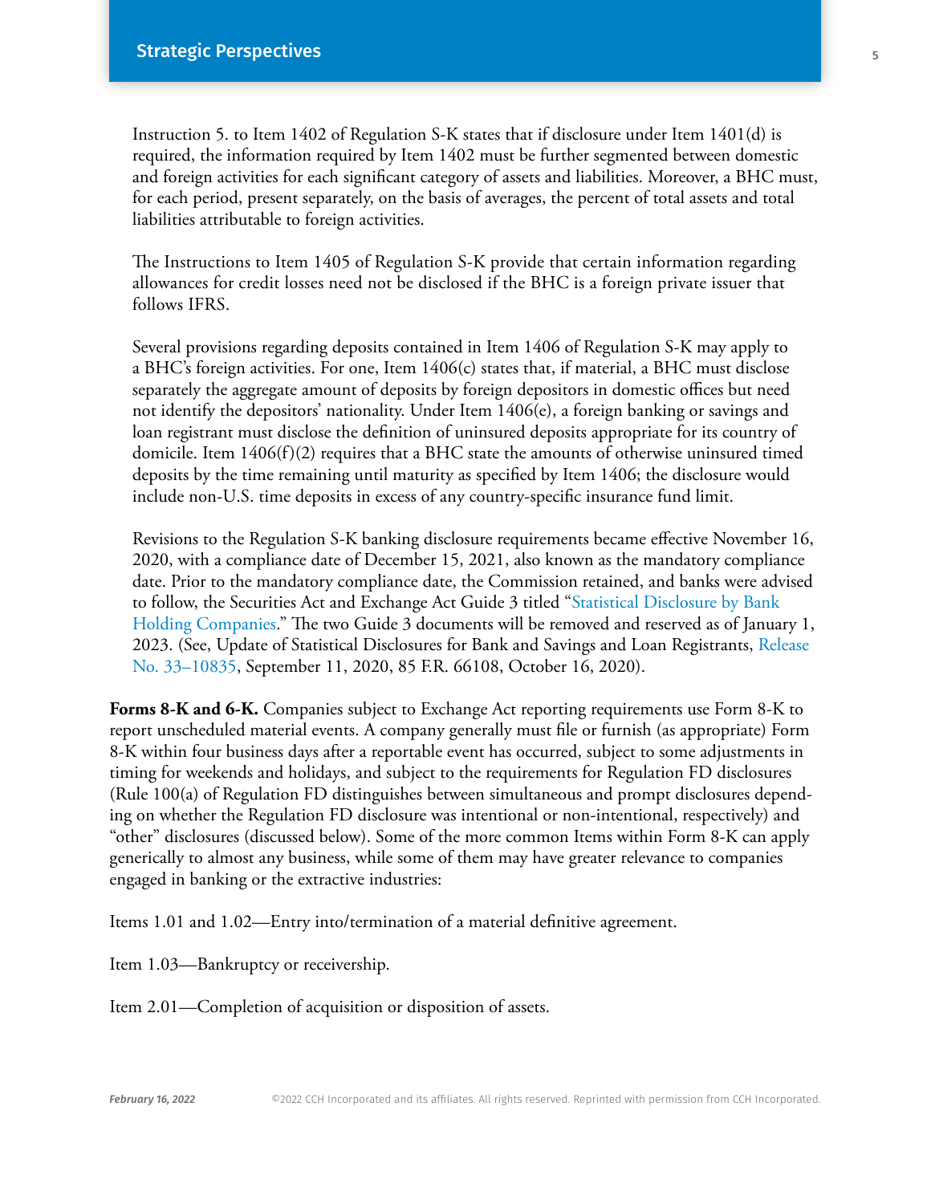Instruction 5. to Item 1402 of Regulation S-K states that if disclosure under Item 1401(d) is required, the information required by Item 1402 must be further segmented between domestic and foreign activities for each significant category of assets and liabilities. Moreover, a BHC must, for each period, present separately, on the basis of averages, the percent of total assets and total liabilities attributable to foreign activities.

The Instructions to Item 1405 of Regulation S-K provide that certain information regarding allowances for credit losses need not be disclosed if the BHC is a foreign private issuer that follows IFRS.

Several provisions regarding deposits contained in Item 1406 of Regulation S-K may apply to a BHC's foreign activities. For one, Item 1406(c) states that, if material, a BHC must disclose separately the aggregate amount of deposits by foreign depositors in domestic offices but need not identify the depositors' nationality. Under Item 1406(e), a foreign banking or savings and loan registrant must disclose the definition of uninsured deposits appropriate for its country of domicile. Item 1406(f)(2) requires that a BHC state the amounts of otherwise uninsured timed deposits by the time remaining until maturity as specified by Item 1406; the disclosure would include non-U.S. time deposits in excess of any country-specific insurance fund limit.

Revisions to the Regulation S-K banking disclosure requirements became effective November 16, 2020, with a compliance date of December 15, 2021, also known as the mandatory compliance date. Prior to the mandatory compliance date, the Commission retained, and banks were advised to follow, the Securities Act and Exchange Act Guide 3 titled "Statistical Disclosure by Bank Holding Companies." The two Guide 3 documents will be removed and reserved as of January 1, 2023. (See, Update of Statistical Disclosures for Bank and Savings and Loan Registrants, Release No. 33–10835, September 11, 2020, 85 F.R. 66108, October 16, 2020).

**Forms 8-K and 6-K.** Companies subject to Exchange Act reporting requirements use Form 8-K to report unscheduled material events. A company generally must file or furnish (as appropriate) Form 8-K within four business days after a reportable event has occurred, subject to some adjustments in timing for weekends and holidays, and subject to the requirements for Regulation FD disclosures (Rule 100(a) of Regulation FD distinguishes between simultaneous and prompt disclosures depending on whether the Regulation FD disclosure was intentional or non-intentional, respectively) and "other" disclosures (discussed below). Some of the more common Items within Form 8-K can apply generically to almost any business, while some of them may have greater relevance to companies engaged in banking or the extractive industries:

Items 1.01 and 1.02—Entry into/termination of a material definitive agreement.

Item 1.03—Bankruptcy or receivership.

Item 2.01—Completion of acquisition or disposition of assets.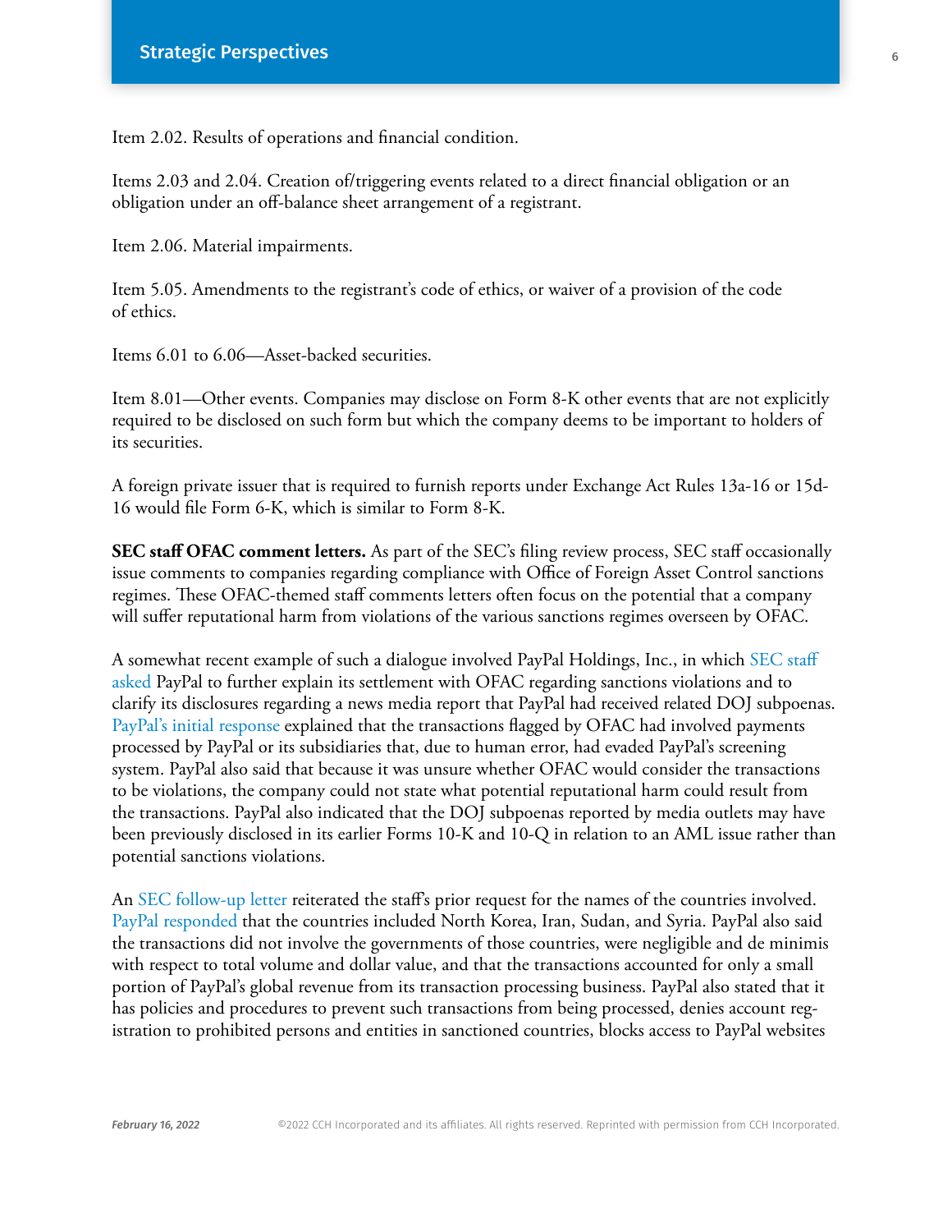Item 2.02. Results of operations and financial condition.

Items 2.03 and 2.04. Creation of/triggering events related to a direct financial obligation or an obligation under an off-balance sheet arrangement of a registrant.

Item 2.06. Material impairments.

Item 5.05. Amendments to the registrant's code of ethics, or waiver of a provision of the code of ethics.

Items 6.01 to 6.06—Asset-backed securities.

Item 8.01—Other events. Companies may disclose on Form 8-K other events that are not explicitly required to be disclosed on such form but which the company deems to be important to holders of its securities.

A foreign private issuer that is required to furnish reports under Exchange Act Rules 13a-16 or 15d-16 would file Form 6-K, which is similar to Form 8-K.

**SEC staff OFAC comment letters.** As part of the SEC's filing review process, SEC staff occasionally issue comments to companies regarding compliance with Office of Foreign Asset Control sanctions regimes. These OFAC-themed staff comments letters often focus on the potential that a company will suffer reputational harm from violations of the various sanctions regimes overseen by OFAC.

A somewhat recent example of such a dialogue involved PayPal Holdings, Inc., in which SEC staff asked PayPal to further explain its settlement with OFAC regarding sanctions violations and to clarify its disclosures regarding a news media report that PayPal had received related DOJ subpoenas. PayPal's initial response explained that the transactions flagged by OFAC had involved payments processed by PayPal or its subsidiaries that, due to human error, had evaded PayPal's screening system. PayPal also said that because it was unsure whether OFAC would consider the transactions to be violations, the company could not state what potential reputational harm could result from the transactions. PayPal also indicated that the DOJ subpoenas reported by media outlets may have been previously disclosed in its earlier Forms 10-K and 10-Q in relation to an AML issue rather than potential sanctions violations.

An SEC follow-up letter reiterated the staff's prior request for the names of the countries involved. PayPal responded that the countries included North Korea, Iran, Sudan, and Syria. PayPal also said the transactions did not involve the governments of those countries, were negligible and de minimis with respect to total volume and dollar value, and that the transactions accounted for only a small portion of PayPal's global revenue from its transaction processing business. PayPal also stated that it has policies and procedures to prevent such transactions from being processed, denies account registration to prohibited persons and entities in sanctioned countries, blocks access to PayPal websites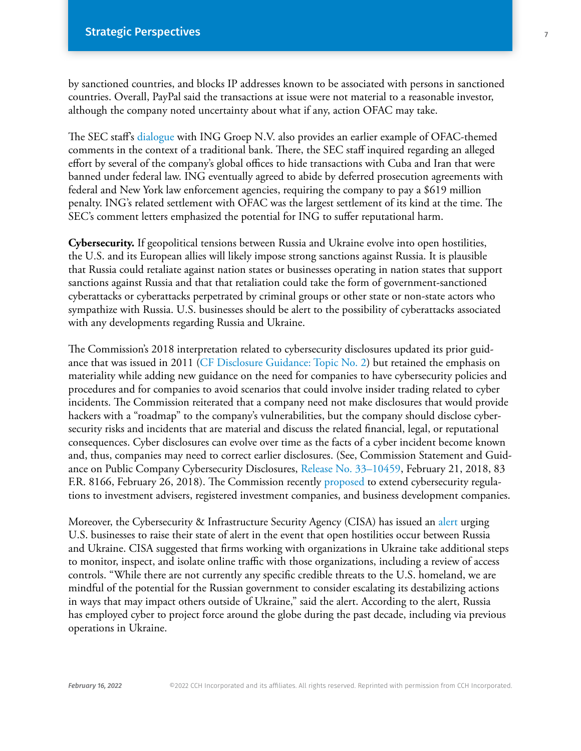by sanctioned countries, and blocks IP addresses known to be associated with persons in sanctioned countries. Overall, PayPal said the transactions at issue were not material to a reasonable investor, although the company noted uncertainty about what if any, action OFAC may take.

The SEC staff's dialogue with ING Groep N.V. also provides an earlier example of OFAC-themed comments in the context of a traditional bank. There, the SEC staff inquired regarding an alleged effort by several of the company's global offices to hide transactions with Cuba and Iran that were banned under federal law. ING eventually agreed to abide by deferred prosecution agreements with federal and New York law enforcement agencies, requiring the company to pay a $619 million penalty. ING's related settlement with OFAC was the largest settlement of its kind at the time. The SEC's comment letters emphasized the potential for ING to suffer reputational harm.

**Cybersecurity.** If geopolitical tensions between Russia and Ukraine evolve into open hostilities, the U.S. and its European allies will likely impose strong sanctions against Russia. It is plausible that Russia could retaliate against nation states or businesses operating in nation states that support sanctions against Russia and that that retaliation could take the form of government-sanctioned cyberattacks or cyberattacks perpetrated by criminal groups or other state or non-state actors who sympathize with Russia. U.S. businesses should be alert to the possibility of cyberattacks associated with any developments regarding Russia and Ukraine.

The Commission's 2018 interpretation related to cybersecurity disclosures updated its prior guidance that was issued in 2011 (CF Disclosure Guidance: Topic No. 2) but retained the emphasis on materiality while adding new guidance on the need for companies to have cybersecurity policies and procedures and for companies to avoid scenarios that could involve insider trading related to cyber incidents. The Commission reiterated that a company need not make disclosures that would provide hackers with a "roadmap" to the company's vulnerabilities, but the company should disclose cybersecurity risks and incidents that are material and discuss the related financial, legal, or reputational consequences. Cyber disclosures can evolve over time as the facts of a cyber incident become known and, thus, companies may need to correct earlier disclosures. (See, Commission Statement and Guidance on Public Company Cybersecurity Disclosures, Release No. 33–10459, February 21, 2018, 83 F.R. 8166, February 26, 2018). The Commission recently proposed to extend cybersecurity regulations to investment advisers, registered investment companies, and business development companies.

Moreover, the Cybersecurity & Infrastructure Security Agency (CISA) has issued an alert urging U.S. businesses to raise their state of alert in the event that open hostilities occur between Russia and Ukraine. CISA suggested that firms working with organizations in Ukraine take additional steps to monitor, inspect, and isolate online traffic with those organizations, including a review of access controls. "While there are not currently any specific credible threats to the U.S. homeland, we are mindful of the potential for the Russian government to consider escalating its destabilizing actions in ways that may impact others outside of Ukraine," said the alert. According to the alert, Russia has employed cyber to project force around the globe during the past decade, including via previous operations in Ukraine.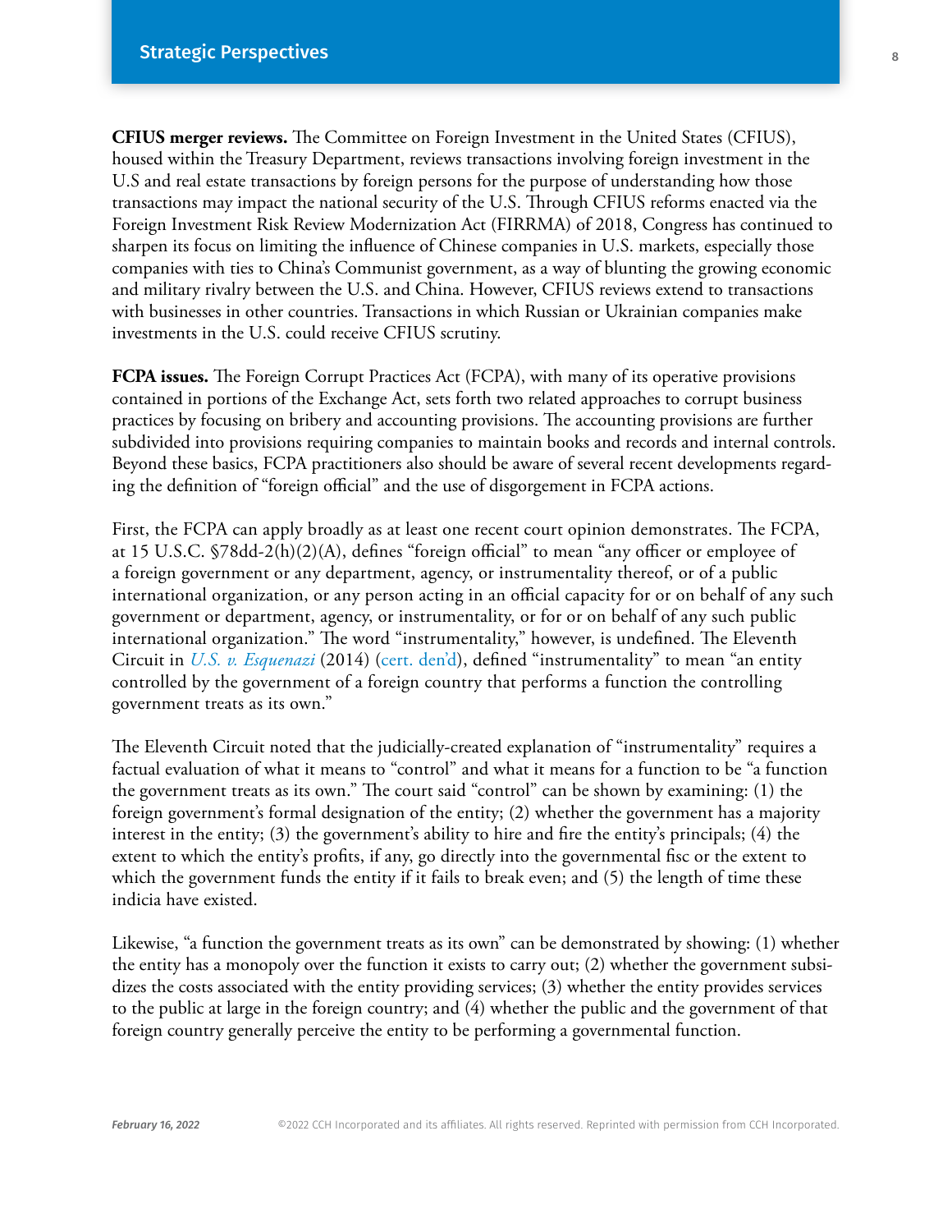**CFIUS merger reviews.** The Committee on Foreign Investment in the United States (CFIUS), housed within the Treasury Department, reviews transactions involving foreign investment in the U.S and real estate transactions by foreign persons for the purpose of understanding how those transactions may impact the national security of the U.S. Through CFIUS reforms enacted via the Foreign Investment Risk Review Modernization Act (FIRRMA) of 2018, Congress has continued to sharpen its focus on limiting the influence of Chinese companies in U.S. markets, especially those companies with ties to China's Communist government, as a way of blunting the growing economic and military rivalry between the U.S. and China. However, CFIUS reviews extend to transactions with businesses in other countries. Transactions in which Russian or Ukrainian companies make investments in the U.S. could receive CFIUS scrutiny.

**FCPA issues.** The Foreign Corrupt Practices Act (FCPA), with many of its operative provisions contained in portions of the Exchange Act, sets forth two related approaches to corrupt business practices by focusing on bribery and accounting provisions. The accounting provisions are further subdivided into provisions requiring companies to maintain books and records and internal controls. Beyond these basics, FCPA practitioners also should be aware of several recent developments regarding the definition of "foreign official" and the use of disgorgement in FCPA actions.

First, the FCPA can apply broadly as at least one recent court opinion demonstrates. The FCPA, at 15 U.S.C. §78dd-2(h)(2)(A), defines "foreign official" to mean "any officer or employee of a foreign government or any department, agency, or instrumentality thereof, or of a public international organization, or any person acting in an official capacity for or on behalf of any such government or department, agency, or instrumentality, or for or on behalf of any such public international organization." The word "instrumentality," however, is undefined. The Eleventh Circuit in *U.S. v. Esquenazi* (2014) (cert. den'd), defined "instrumentality" to mean "an entity controlled by the government of a foreign country that performs a function the controlling government treats as its own."

The Eleventh Circuit noted that the judicially-created explanation of "instrumentality" requires a factual evaluation of what it means to "control" and what it means for a function to be "a function the government treats as its own." The court said "control" can be shown by examining: (1) the foreign government's formal designation of the entity; (2) whether the government has a majority interest in the entity; (3) the government's ability to hire and fire the entity's principals; (4) the extent to which the entity's profits, if any, go directly into the governmental fisc or the extent to which the government funds the entity if it fails to break even; and (5) the length of time these indicia have existed.

Likewise, "a function the government treats as its own" can be demonstrated by showing: (1) whether the entity has a monopoly over the function it exists to carry out; (2) whether the government subsidizes the costs associated with the entity providing services; (3) whether the entity provides services to the public at large in the foreign country; and (4) whether the public and the government of that foreign country generally perceive the entity to be performing a governmental function.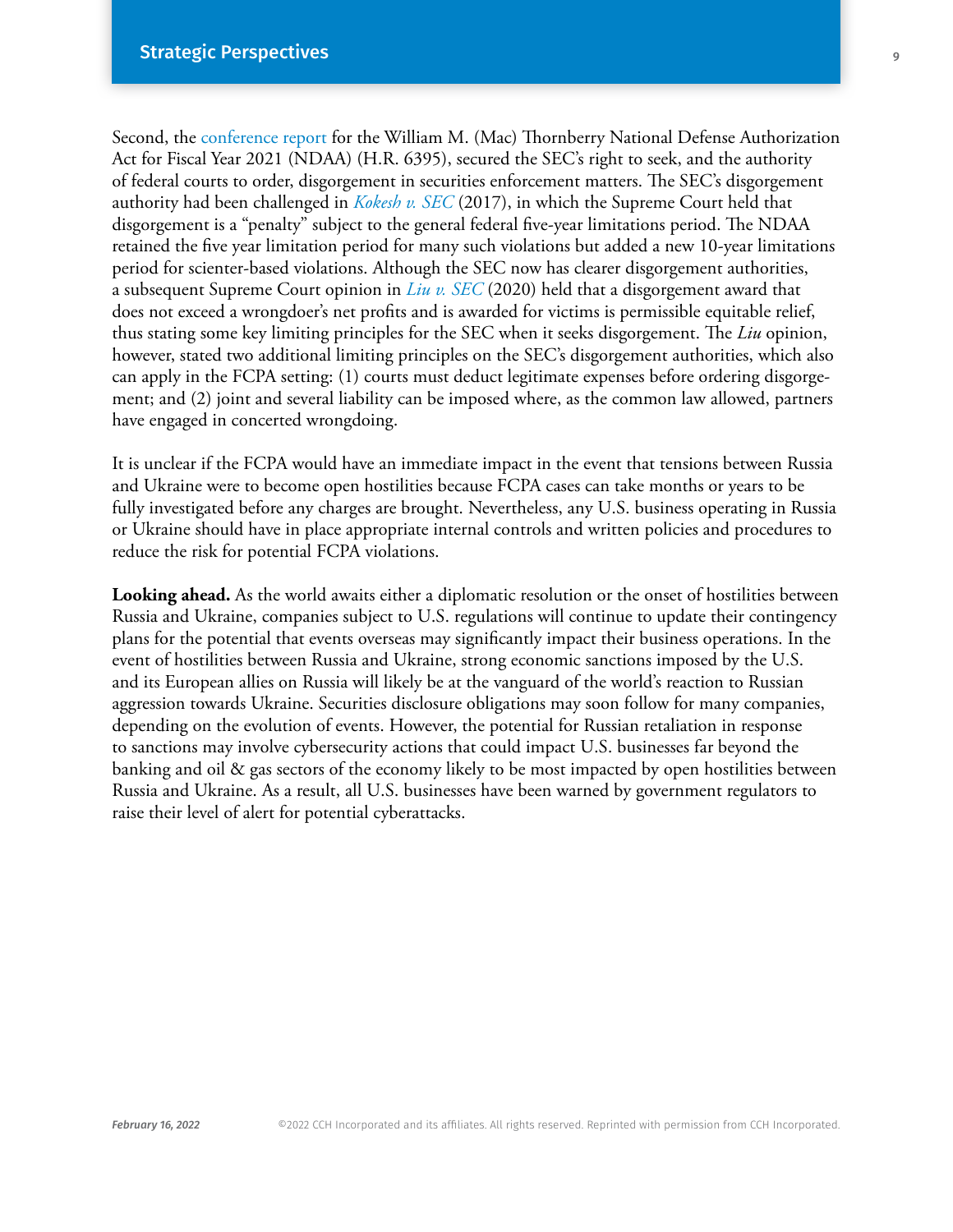Second, the conference report for the William M. (Mac) Thornberry National Defense Authorization Act for Fiscal Year 2021 (NDAA) (H.R. 6395), secured the SEC's right to seek, and the authority of federal courts to order, disgorgement in securities enforcement matters. The SEC's disgorgement authority had been challenged in *Kokesh v. SEC* (2017), in which the Supreme Court held that disgorgement is a "penalty" subject to the general federal five-year limitations period. The NDAA retained the five year limitation period for many such violations but added a new 10-year limitations period for scienter-based violations. Although the SEC now has clearer disgorgement authorities, a subsequent Supreme Court opinion in *Liu v. SEC* (2020) held that a disgorgement award that does not exceed a wrongdoer's net profits and is awarded for victims is permissible equitable relief, thus stating some key limiting principles for the SEC when it seeks disgorgement. The *Liu* opinion, however, stated two additional limiting principles on the SEC's disgorgement authorities, which also can apply in the FCPA setting: (1) courts must deduct legitimate expenses before ordering disgorgement; and (2) joint and several liability can be imposed where, as the common law allowed, partners have engaged in concerted wrongdoing.

It is unclear if the FCPA would have an immediate impact in the event that tensions between Russia and Ukraine were to become open hostilities because FCPA cases can take months or years to be fully investigated before any charges are brought. Nevertheless, any U.S. business operating in Russia or Ukraine should have in place appropriate internal controls and written policies and procedures to reduce the risk for potential FCPA violations.

**Looking ahead.** As the world awaits either a diplomatic resolution or the onset of hostilities between Russia and Ukraine, companies subject to U.S. regulations will continue to update their contingency plans for the potential that events overseas may significantly impact their business operations. In the event of hostilities between Russia and Ukraine, strong economic sanctions imposed by the U.S. and its European allies on Russia will likely be at the vanguard of the world's reaction to Russian aggression towards Ukraine. Securities disclosure obligations may soon follow for many companies, depending on the evolution of events. However, the potential for Russian retaliation in response to sanctions may involve cybersecurity actions that could impact U.S. businesses far beyond the banking and oil & gas sectors of the economy likely to be most impacted by open hostilities between Russia and Ukraine. As a result, all U.S. businesses have been warned by government regulators to raise their level of alert for potential cyberattacks.